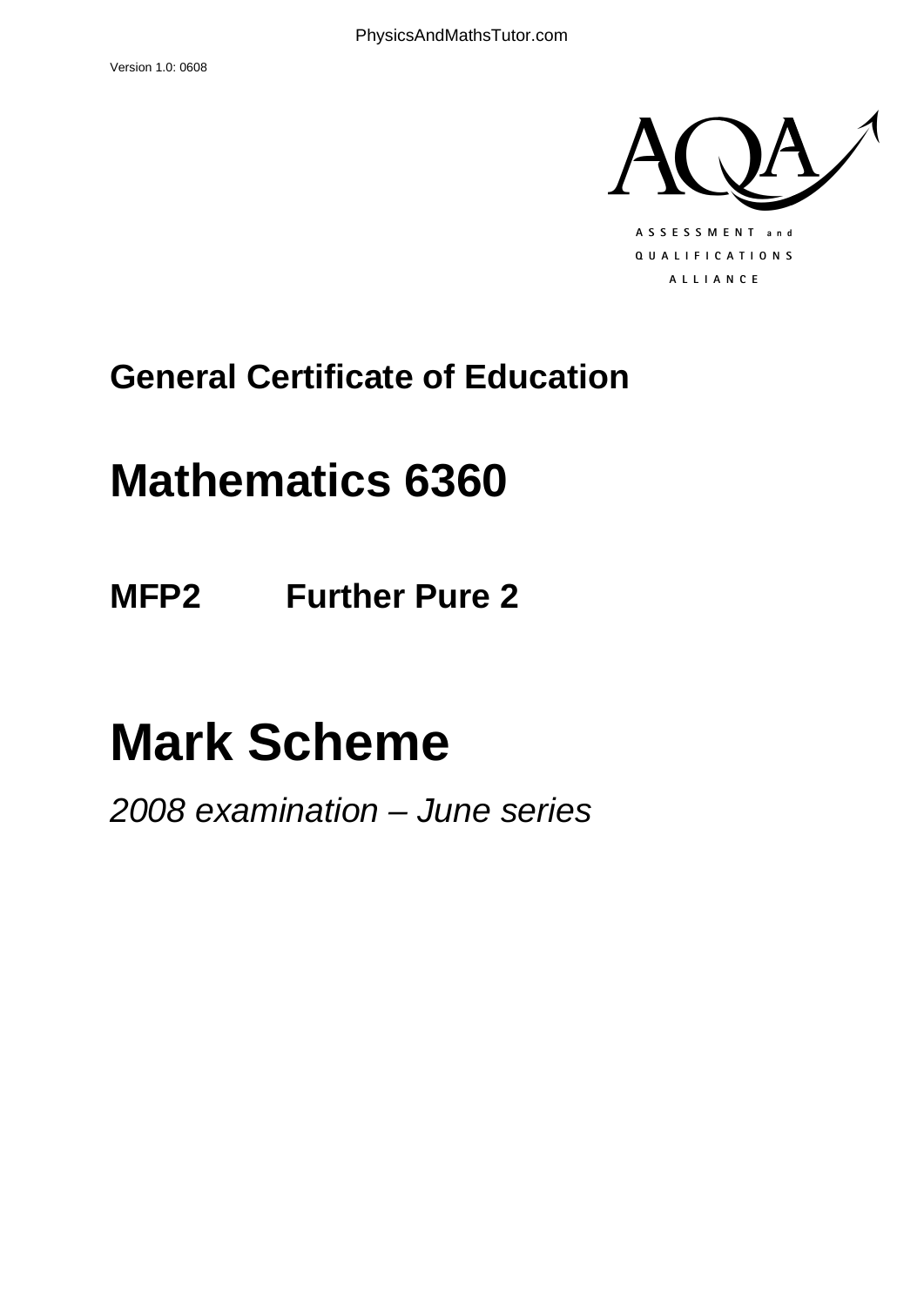Version 1.0: 0608

AQA

ASSESSMENT and QUALIFICATIONS ALLIANCE

# General Certificate of Education

# Mathematics 6360

## MFP2 Further Pure 2

# Mark Scheme

*2008 examination – June series*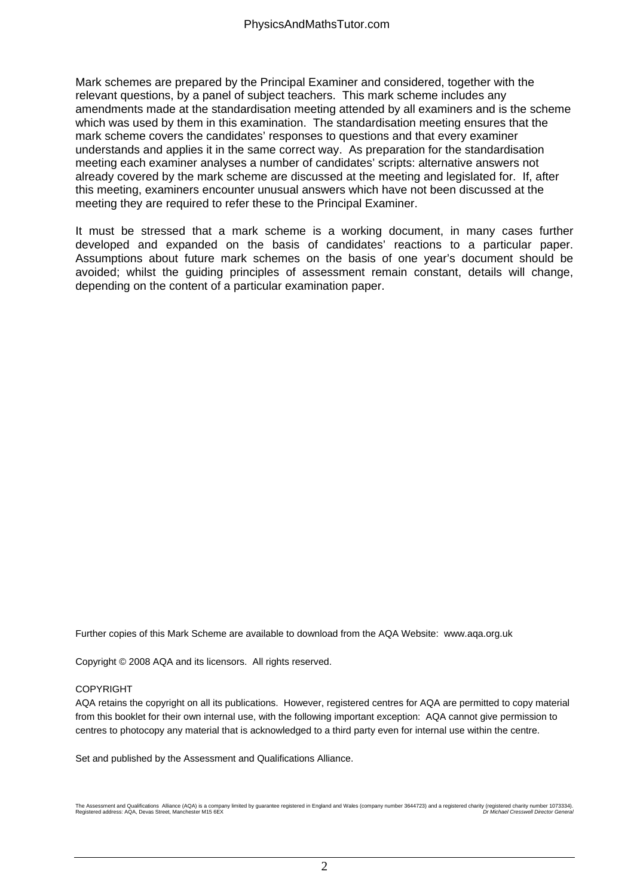Mark schemes are prepared by the Principal Examiner and considered, together with the relevant questions, by a panel of subject teachers. This mark scheme includes any amendments made at the standardisation meeting attended by all examiners and is the scheme which was used by them in this examination. The standardisation meeting ensures that the mark scheme covers the candidates' responses to questions and that every examiner understands and applies it in the same correct way. As preparation for the standardisation meeting each examiner analyses a number of candidates' scripts: alternative answers not already covered by the mark scheme are discussed at the meeting and legislated for. If, after this meeting, examiners encounter unusual answers which have not been discussed at the meeting they are required to refer these to the Principal Examiner.

It must be stressed that a mark scheme is a working document, in many cases further developed and expanded on the basis of candidates' reactions to a particular paper. Assumptions about future mark schemes on the basis of one year's document should be avoided; whilst the guiding principles of assessment remain constant, details will change, depending on the content of a particular examination paper.

Further copies of this Mark Scheme are available to download from the AQA Website: www.aqa.org.uk

Copyright © 2008 AQA and its licensors. All rights reserved.

COPYRIGHT

AQA retains the copyright on all its publications. However, registered centres for AQA are permitted to copy material from this booklet for their own internal use, with the following important exception: AQA cannot give permission to centres to photocopy any material that is acknowledged to a third party even for internal use within the centre.

Set and published by the Assessment and Qualifications Alliance.

The Assessment and Qualifications Alliance (AQA) is a company limited by guarantee registered in England and Wales (company number 3644723) and a registered charity (registered charity number 1073334).
Registered address: AQA, Devas Street, Manchester M15 6EX *Dr Michael Cresswell Director General*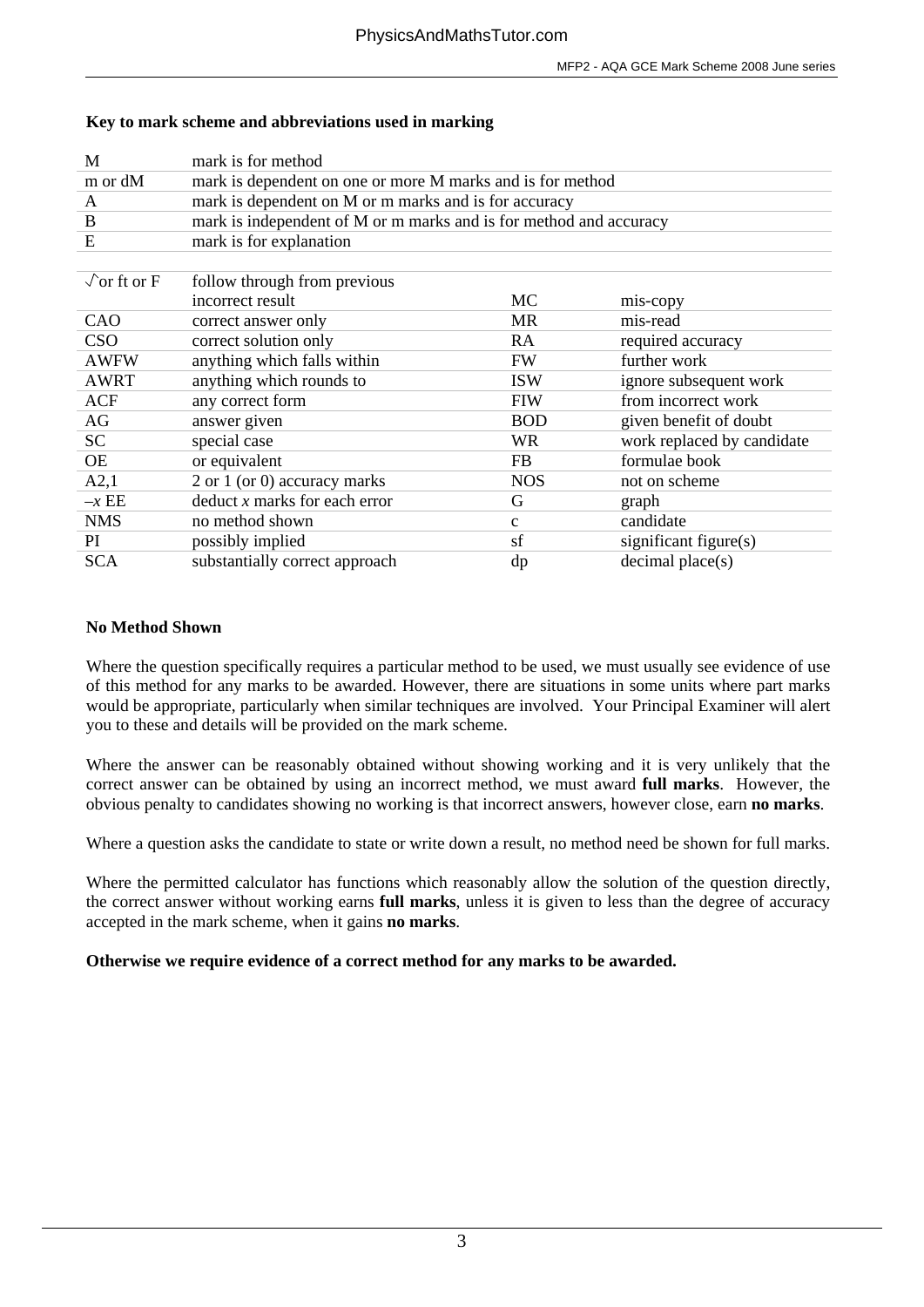**Key to mark scheme and abbreviations used in marking**

| | |
|---|---|
| M | mark is for method |
| m or dM | mark is dependent on one or more M marks and is for method |
| A | mark is dependent on M or m marks and is for accuracy |
| B | mark is independent of M or m marks and is for method and accuracy |
| E | mark is for explanation |

| | | | |
|---|---|---|---|
| $\surd$ or ft or F | follow through from previous incorrect result | MC | mis-copy |
| CAO | correct answer only | MR | mis-read |
| CSO | correct solution only | RA | required accuracy |
| AWFW | anything which falls within | FW | further work |
| AWRT | anything which rounds to | ISW | ignore subsequent work |
| ACF | any correct form | FIW | from incorrect work |
| AG | answer given | BOD | given benefit of doubt |
| SC | special case | WR | work replaced by candidate |
| OE | or equivalent | FB | formulae book |
| A2,1 | 2 or 1 (or 0) accuracy marks | NOS | not on scheme |
| $-x$ EE | deduct $x$ marks for each error | G | graph |
| NMS | no method shown | c | candidate |
| PI | possibly implied | sf | significant figure(s) |
| SCA | substantially correct approach | dp | decimal place(s) |

**No Method Shown**

Where the question specifically requires a particular method to be used, we must usually see evidence of use of this method for any marks to be awarded. However, there are situations in some units where part marks would be appropriate, particularly when similar techniques are involved. Your Principal Examiner will alert you to these and details will be provided on the mark scheme.

Where the answer can be reasonably obtained without showing working and it is very unlikely that the correct answer can be obtained by using an incorrect method, we must award **full marks**. However, the obvious penalty to candidates showing no working is that incorrect answers, however close, earn **no marks**.

Where a question asks the candidate to state or write down a result, no method need be shown for full marks.

Where the permitted calculator has functions which reasonably allow the solution of the question directly, the correct answer without working earns **full marks**, unless it is given to less than the degree of accuracy accepted in the mark scheme, when it gains **no marks**.

**Otherwise we require evidence of a correct method for any marks to be awarded.**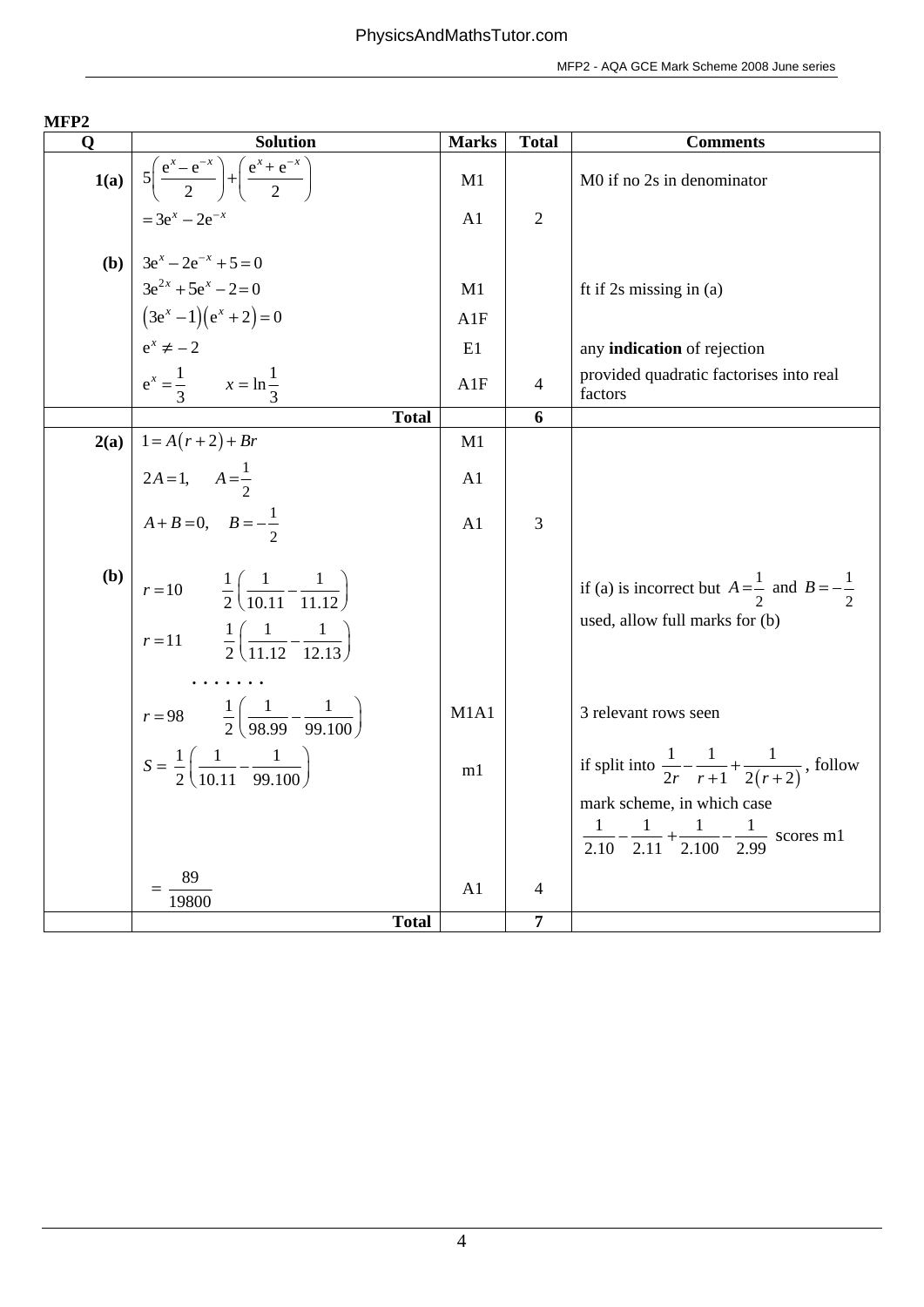**MFP2**

| Q | Solution | Marks | Total | Comments |
|---|---|---|---|---|
| **1(a)** | $5\left(\frac{e^x - e^{-x}}{2}\right) + \left(\frac{e^x + e^{-x}}{2}\right)$ | M1 | | M0 if no 2s in denominator |
| | $= 3e^x - 2e^{-x}$ | A1 | 2 | |
| **(b)** | $3e^x - 2e^{-x} + 5 = 0$ | | | |
| | $3e^{2x} + 5e^x - 2 = 0$ | M1 | | ft if 2s missing in (a) |
| | $\left(3e^x - 1\right)\left(e^x + 2\right) = 0$ | A1F | | |
| | $e^x \neq -2$ | E1 | | any **indication** of rejection |
| | $e^x = \frac{1}{3} \qquad x = \ln\frac{1}{3}$ | A1F | 4 | provided quadratic factorises into real factors |
| | **Total** | | **6** | |
| **2(a)** | $1 = A(r+2) + Br$ | M1 | | |
| | $2A = 1, \quad A = \frac{1}{2}$ | A1 | | |
| | $A + B = 0, \quad B = -\frac{1}{2}$ | A1 | 3 | |
| **(b)** | $r = 10 \qquad \frac{1}{2}\left(\frac{1}{10.11} - \frac{1}{11.12}\right)$ | | | if (a) is incorrect but $A = \frac{1}{2}$ and $B = -\frac{1}{2}$ used, allow full marks for (b) |
| | $r = 11 \qquad \frac{1}{2}\left(\frac{1}{11.12} - \frac{1}{12.13}\right)$ | | | |
| | ....... | | | |
| | $r = 98 \qquad \frac{1}{2}\left(\frac{1}{98.99} - \frac{1}{99.100}\right)$ | M1A1 | | 3 relevant rows seen |
| | $S = \frac{1}{2}\left(\frac{1}{10.11} - \frac{1}{99.100}\right)$ | m1 | | if split into $\frac{1}{2r} - \frac{1}{r+1} + \frac{1}{2(r+2)}$, follow mark scheme, in which case $\frac{1}{2.10} - \frac{1}{2.11} + \frac{1}{2.100} - \frac{1}{2.99}$ scores m1 |
| | $= \frac{89}{19800}$ | A1 | 4 | |
| | **Total** | | **7** | |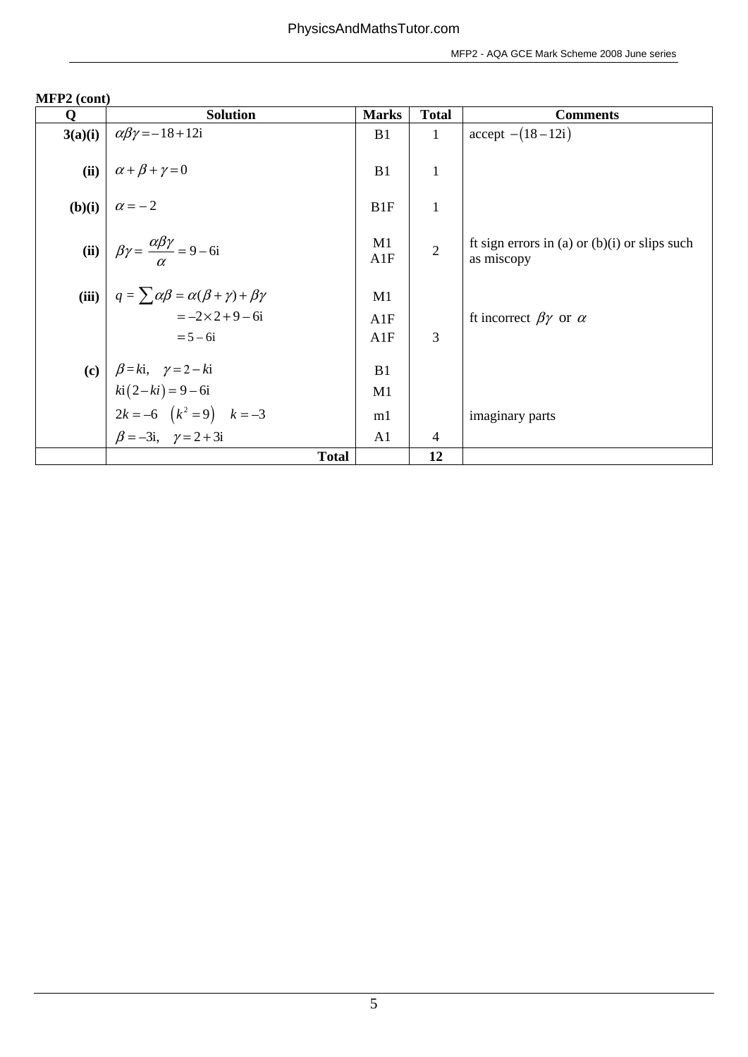**MFP2 (cont)**

| Q | Solution | Marks | Total | Comments |
|---|---|---|---|---|
| **3(a)(i)** | $\alpha\beta\gamma = -18 + 12\text{i}$ | B1 | 1 | accept $-(18 - 12\text{i})$ |
| **(ii)** | $\alpha + \beta + \gamma = 0$ | B1 | 1 | |
| **(b)(i)** | $\alpha = -2$ | B1F | 1 | |
| **(ii)** | $\beta\gamma = \dfrac{\alpha\beta\gamma}{\alpha} = 9 - 6\text{i}$ | M1<br>A1F | 2 | ft sign errors in (a) or (b)(i) or slips such as miscopy |
| **(iii)** | $q = \sum\alpha\beta = \alpha(\beta + \gamma) + \beta\gamma$ | M1 | | |
| | $= -2 \times 2 + 9 - 6\text{i}$ | A1F | | ft incorrect $\beta\gamma$ or $\alpha$ |
| | $= 5 - 6\text{i}$ | A1F | 3 | |
| **(c)** | $\beta = k\text{i}, \quad \gamma = 2 - k\text{i}$ | B1 | | |
| | $k\text{i}(2 - ki) = 9 - 6\text{i}$ | M1 | | |
| | $2k = -6 \quad (k^2 = 9) \quad k = -3$ | m1 | | imaginary parts |
| | $\beta = -3\text{i}, \quad \gamma = 2 + 3\text{i}$ | A1 | 4 | |
| | **Total** | | **12** | |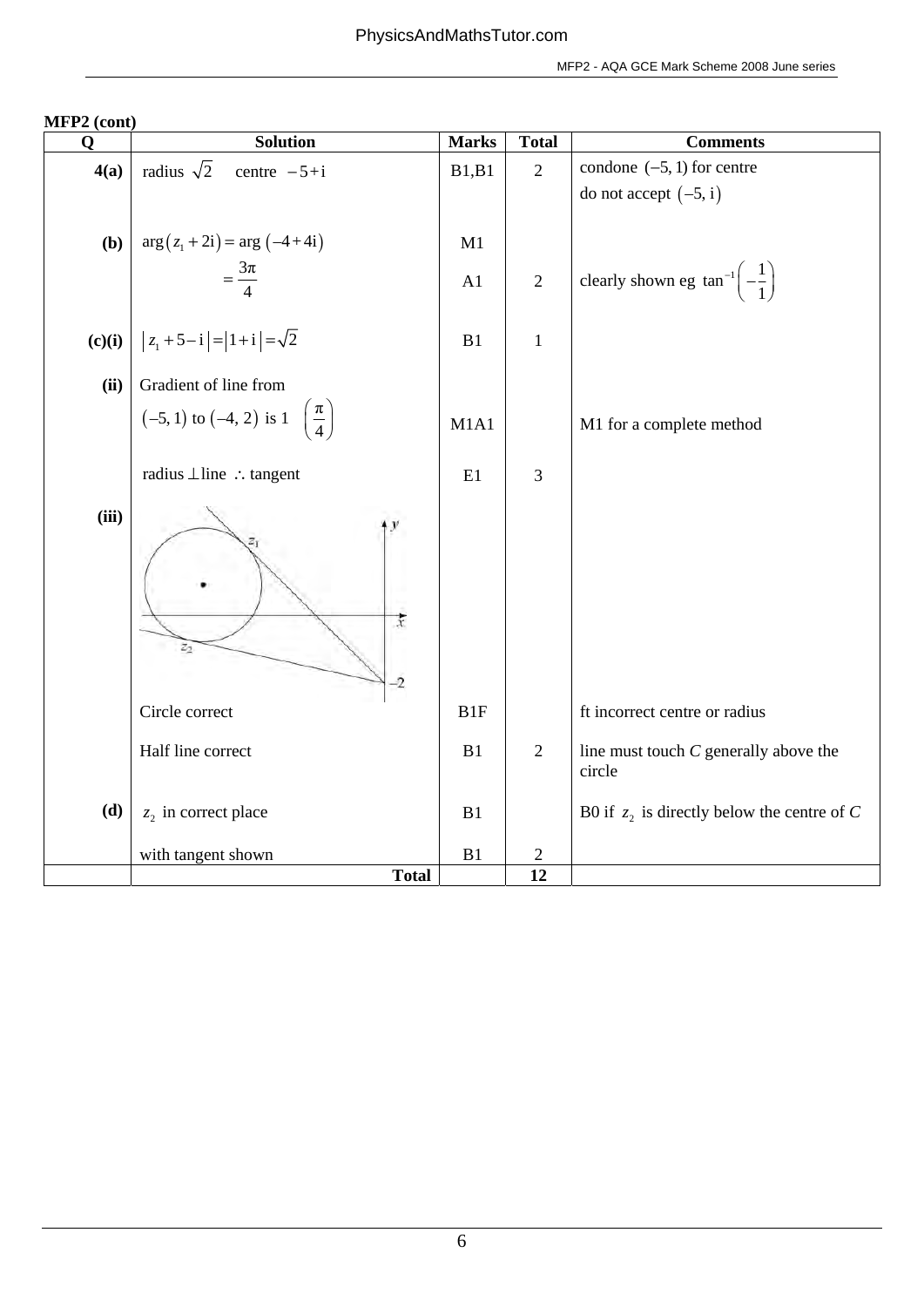**MFP2 (cont)**

| Q | Solution | Marks | Total | Comments |
|---|---|---|---|---|
| 4(a) | radius $\sqrt{2}$ centre $-5+\mathrm{i}$ | B1,B1 | 2 | condone $(-5, 1)$ for centre<br>do not accept $(-5, \mathrm{i})$ |
| (b) | $\arg(z_1 + 2\mathrm{i}) = \arg(-4+4\mathrm{i})$ | M1 | | |
| | $= \frac{3\pi}{4}$ | A1 | 2 | clearly shown eg $\tan^{-1}\left(-\frac{1}{1}\right)$ |
| (c)(i) | $\lvert z_1 + 5 - \mathrm{i} \rvert = \lvert 1+\mathrm{i} \rvert = \sqrt{2}$ | B1 | 1 | |
| (ii) | Gradient of line from<br>$(-5, 1)$ to $(-4, 2)$ is 1 $\left(\frac{\pi}{4}\right)$ | M1A1 | | M1 for a complete method |
| | radius $\perp$ line $\therefore$ tangent | E1 | 3 | |
| (iii) | [Diagram: circle with centre marked, tangent half-line from $-2$ on $y$-axis touching circle at $z_1$, tangent line touching circle at $z_2$] | | | |
| | Circle correct | B1F | | ft incorrect centre or radius |
| | Half line correct | B1 | 2 | line must touch $C$ generally above the circle |
| (d) | $z_2$ in correct place | B1 | | B0 if $z_2$ is directly below the centre of $C$ |
| | with tangent shown | B1 | 2 | |
| | **Total** | | **12** | |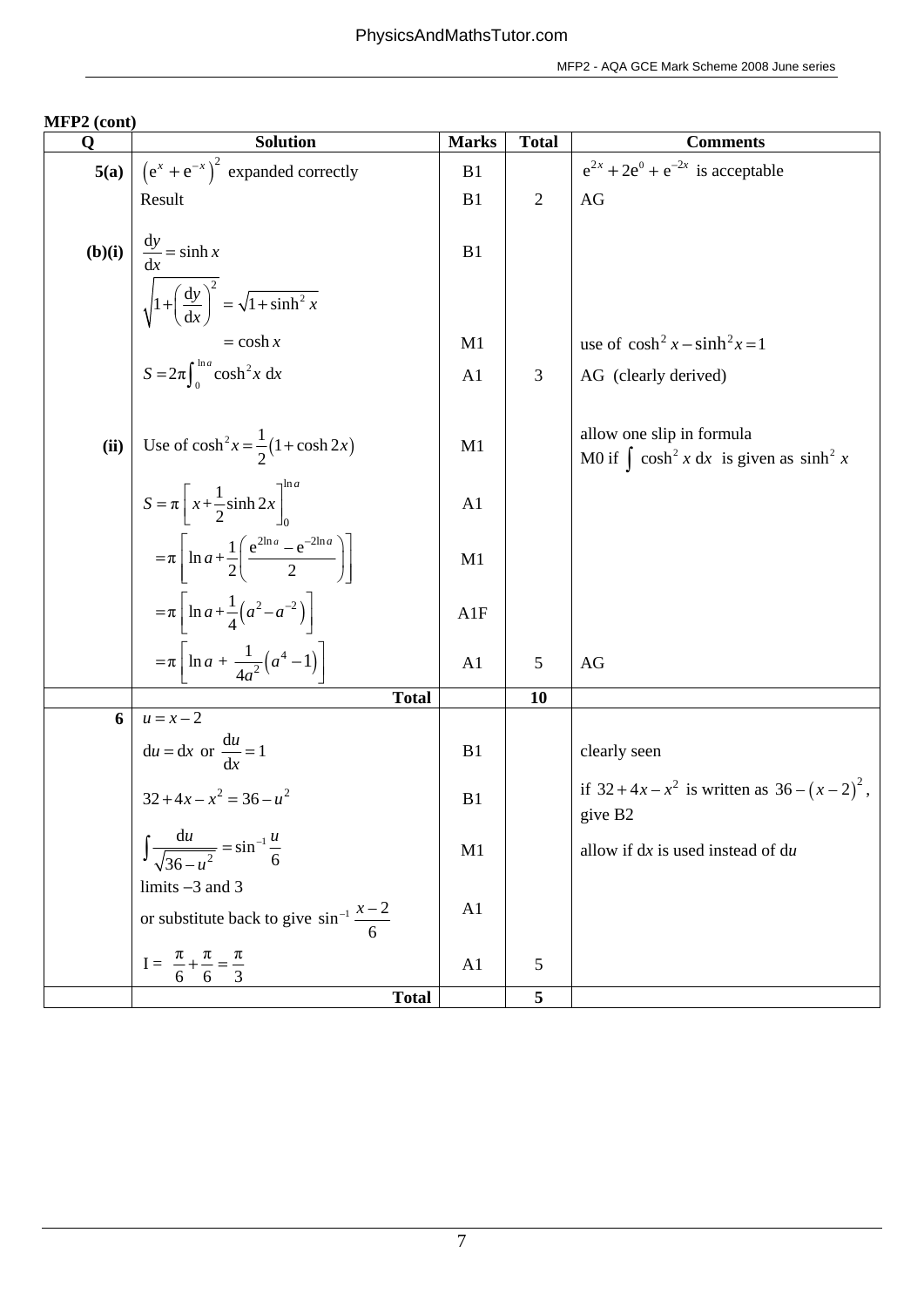**MFP2 (cont)**

| Q | Solution | Marks | Total | Comments |
|---|---|---|---|---|
| **5(a)** | $\left(e^x + e^{-x}\right)^2$ expanded correctly | B1 | | $e^{2x} + 2e^0 + e^{-2x}$ is acceptable |
| | Result | B1 | 2 | AG |
| **(b)(i)** | $\dfrac{dy}{dx} = \sinh x$ | B1 | | |
| | $\sqrt{1+\left(\dfrac{dy}{dx}\right)^2} = \sqrt{1+\sinh^2 x}$ | | | |
| | $= \cosh x$ | M1 | | use of $\cosh^2 x - \sinh^2 x = 1$ |
| | $S = 2\pi\int_0^{\ln a} \cosh^2 x \, dx$ | A1 | 3 | AG (clearly derived) |
| **(ii)** | Use of $\cosh^2 x = \dfrac{1}{2}(1+\cosh 2x)$ | M1 | | allow one slip in formula<br>M0 if $\int \cosh^2 x \, dx$ is given as $\sinh^2 x$ |
| | $S = \pi\left[x + \dfrac{1}{2}\sinh 2x\right]_0^{\ln a}$ | A1 | | |
| | $= \pi\left[\ln a + \dfrac{1}{2}\left(\dfrac{e^{2\ln a} - e^{-2\ln a}}{2}\right)\right]$ | M1 | | |
| | $= \pi\left[\ln a + \dfrac{1}{4}\left(a^2 - a^{-2}\right)\right]$ | A1F | | |
| | $= \pi\left[\ln a + \dfrac{1}{4a^2}\left(a^4 - 1\right)\right]$ | A1 | 5 | AG |
| | **Total** | | **10** | |
| **6** | $u = x - 2$ | | | |
| | $du = dx$ or $\dfrac{du}{dx} = 1$ | B1 | | clearly seen |
| | $32 + 4x - x^2 = 36 - u^2$ | B1 | | if $32 + 4x - x^2$ is written as $36 - (x-2)^2$, give B2 |
| | $\displaystyle\int \frac{du}{\sqrt{36-u^2}} = \sin^{-1}\frac{u}{6}$ | M1 | | allow if $dx$ is used instead of $du$ |
| | limits $-3$ and 3<br>or substitute back to give $\sin^{-1}\dfrac{x-2}{6}$ | A1 | | |
| | $I = \dfrac{\pi}{6} + \dfrac{\pi}{6} = \dfrac{\pi}{3}$ | A1 | 5 | |
| | **Total** | | **5** | |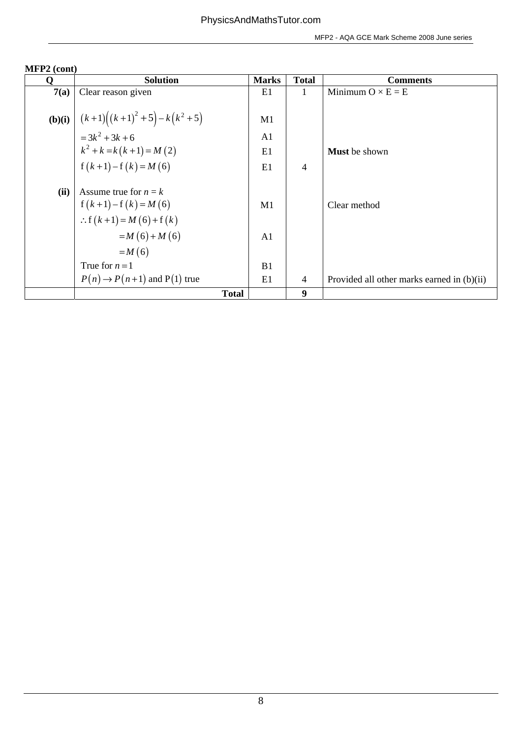**MFP2 (cont)**

| Q | Solution | Marks | Total | Comments |
|---|---|---|---|---|
| **7(a)** | Clear reason given | E1 | 1 | Minimum O × E = E |
| **(b)(i)** | $(k+1)\left((k+1)^2+5\right)-k\left(k^2+5\right)$ | M1 | | |
| | $=3k^2+3k+6$ | A1 | | |
| | $k^2+k=k(k+1)=M(2)$ | E1 | | **Must** be shown |
| | $\mathrm{f}(k+1)-\mathrm{f}(k)=M(6)$ | E1 | 4 | |
| **(ii)** | Assume true for $n=k$ | | | |
| | $\mathrm{f}(k+1)-\mathrm{f}(k)=M(6)$ | M1 | | Clear method |
| | $\therefore \mathrm{f}(k+1)=M(6)+\mathrm{f}(k)$ | | | |
| | $=M(6)+M(6)$ | A1 | | |
| | $=M(6)$ | | | |
| | True for $n=1$ | B1 | | |
| | $P(n)\rightarrow P(n+1)$ and $\mathrm{P}(1)$ true | E1 | 4 | Provided all other marks earned in (b)(ii) |
| | **Total** | | **9** | |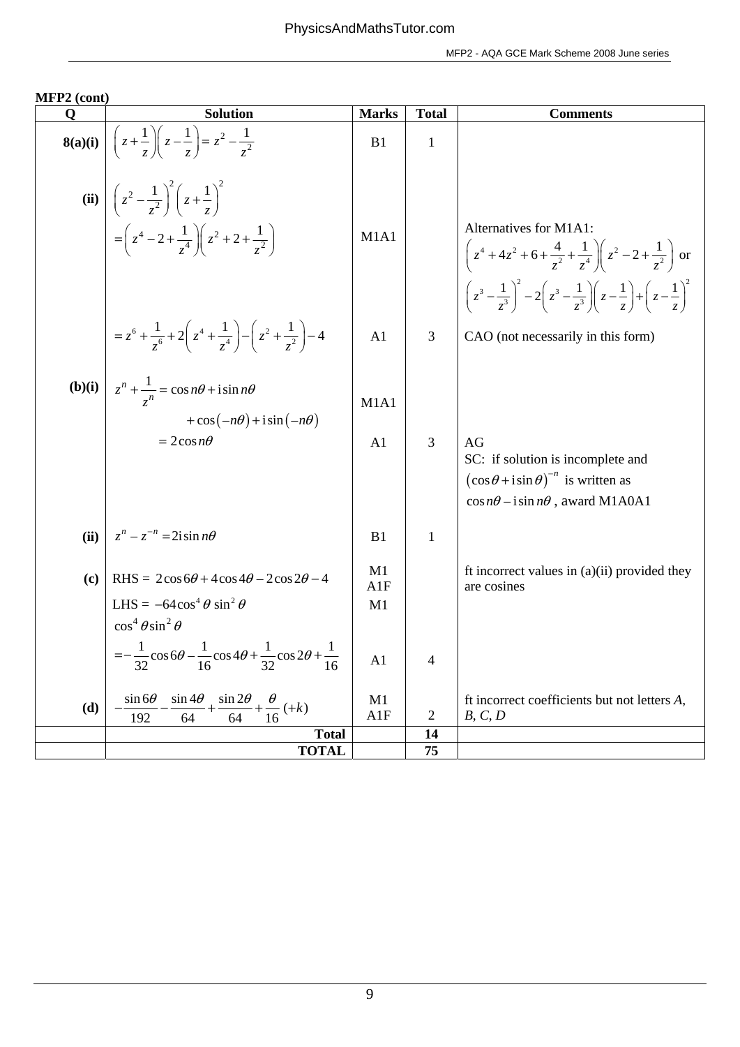**MFP2 (cont)**

| Q | Solution | Marks | Total | Comments |
|---|---|---|---|---|
| 8(a)(i) | $\left(z+\frac{1}{z}\right)\left(z-\frac{1}{z}\right)=z^2-\frac{1}{z^2}$ | B1 | 1 | |
| (ii) | $\left(z^2-\frac{1}{z^2}\right)^2\left(z+\frac{1}{z}\right)^2$ | | | |
| | $=\left(z^4-2+\frac{1}{z^4}\right)\left(z^2+2+\frac{1}{z^2}\right)$ | M1A1 | | Alternatives for M1A1: $\left(z^4+4z^2+6+\frac{4}{z^2}+\frac{1}{z^4}\right)\left(z^2-2+\frac{1}{z^2}\right)$ or $\left(z^3-\frac{1}{z^3}\right)^2-2\left(z^3-\frac{1}{z^3}\right)\left(z-\frac{1}{z}\right)+\left(z-\frac{1}{z}\right)^2$ |
| | $=z^6+\frac{1}{z^6}+2\left(z^4+\frac{1}{z^4}\right)-\left(z^2+\frac{1}{z^2}\right)-4$ | A1 | 3 | CAO (not necessarily in this form) |
| (b)(i) | $z^n+\frac{1}{z^n}=\cos n\theta+\mathrm{i}\sin n\theta$ $+\cos(-n\theta)+\mathrm{i}\sin(-n\theta)$ | M1A1 | | |
| | $=2\cos n\theta$ | A1 | 3 | AG<br>SC: if solution is incomplete and $(\cos\theta+\mathrm{i}\sin\theta)^{-n}$ is written as $\cos n\theta-\mathrm{i}\sin n\theta$, award M1A0A1 |
| (ii) | $z^n-z^{-n}=2\mathrm{i}\sin n\theta$ | B1 | 1 | |
| (c) | RHS = $2\cos 6\theta+4\cos 4\theta-2\cos 2\theta-4$ | M1<br>A1F | | ft incorrect values in (a)(ii) provided they are cosines |
| | LHS = $-64\cos^4\theta\sin^2\theta$ | M1 | | |
| | $\cos^4\theta\sin^2\theta$ $=-\frac{1}{32}\cos 6\theta-\frac{1}{16}\cos 4\theta+\frac{1}{32}\cos 2\theta+\frac{1}{16}$ | A1 | 4 | |
| (d) | $-\frac{\sin 6\theta}{192}-\frac{\sin 4\theta}{64}+\frac{\sin 2\theta}{64}+\frac{\theta}{16}\ (+k)$ | M1<br>A1F | 2 | ft incorrect coefficients but not letters $A$, $B$, $C$, $D$ |
| | **Total** | | **14** | |
| | **TOTAL** | | **75** | |